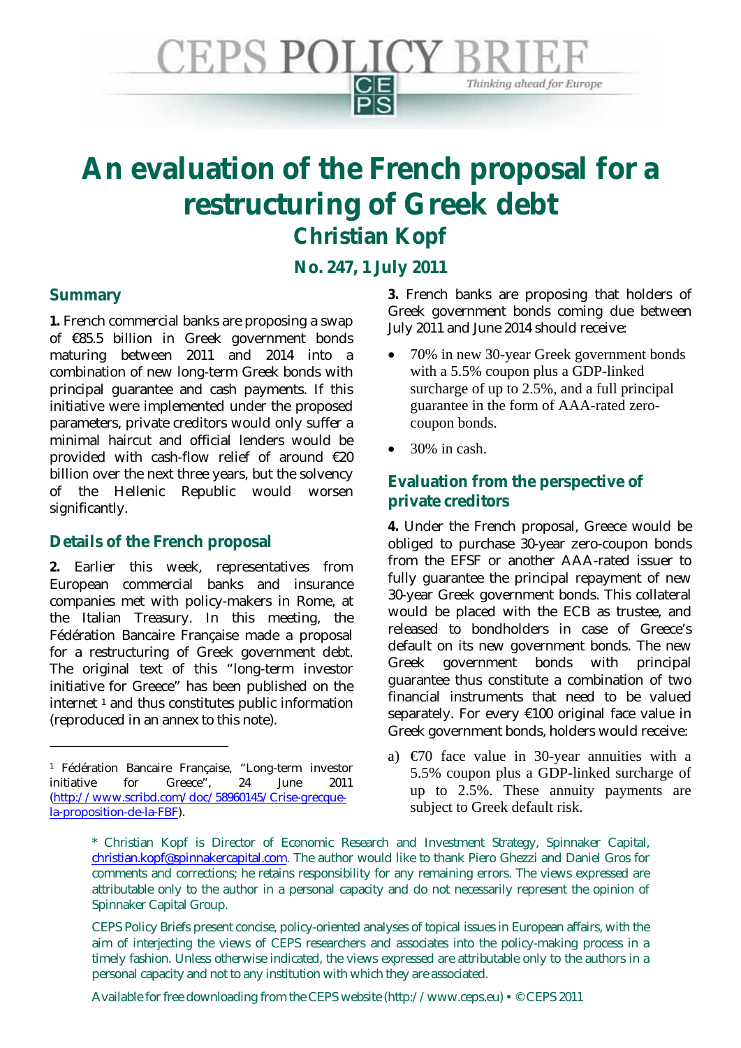# An evaluation of the French proposal for a restructuring of Greek debt

## Christian Kopf

### No. 247, 1 July 2011

## Summary

**1.** French commercial banks are proposing a swap of €85.5 billion in Greek government bonds maturing between 2011 and 2014 into a combination of new long-term Greek bonds with principal guarantee and cash payments. If this initiative were implemented under the proposed parameters, private creditors would only suffer a minimal haircut and official lenders would be provided with cash-flow relief of around €20 billion over the next three years, but the solvency of the Hellenic Republic would worsen significantly.

## Details of the French proposal

**2.** Earlier this week, representatives from European commercial banks and insurance companies met with policy-makers in Rome, at the Italian Treasury. In this meeting, the Fédération Bancaire Française made a proposal for a restructuring of Greek government debt. The original text of this "long-term investor initiative for Greece" has been published on the internet [1] and thus constitutes public information (reproduced in an annex to this note).

**3.** French banks are proposing that holders of Greek government bonds coming due between July 2011 and June 2014 should receive:

- 70% in new 30-year Greek government bonds with a 5.5% coupon plus a GDP-linked surcharge of up to 2.5%, and a full principal guarantee in the form of AAA-rated zero-coupon bonds.
- 30% in cash.

## Evaluation from the perspective of private creditors

**4.** Under the French proposal, Greece would be obliged to purchase 30-year zero-coupon bonds from the EFSF or another AAA-rated issuer to fully guarantee the principal repayment of new 30-year Greek government bonds. This collateral would be placed with the ECB as trustee, and released to bondholders in case of Greece's default on its new government bonds. The new Greek government bonds with principal guarantee thus constitute a combination of two financial instruments that need to be valued separately. For every €100 original face value in Greek government bonds, holders would receive:

a) €70 face value in 30-year annuities with a 5.5% coupon plus a GDP-linked surcharge of up to 2.5%. These annuity payments are subject to Greek default risk.

[1] Fédération Bancaire Française, "Long-term investor initiative for Greece", 24 June 2011 (http://www.scribd.com/doc/58960145/Crise-grecque-la-proposition-de-la-FBF).

\* Christian Kopf is Director of Economic Research and Investment Strategy, Spinnaker Capital, christian.kopf@spinnakercapital.com. The author would like to thank Piero Ghezzi and Daniel Gros for comments and corrections; he retains responsibility for any remaining errors. The views expressed are attributable only to the author in a personal capacity and do not necessarily represent the opinion of Spinnaker Capital Group.

CEPS Policy Briefs present concise, policy-oriented analyses of topical issues in European affairs, with the aim of interjecting the views of CEPS researchers and associates into the policy-making process in a timely fashion. Unless otherwise indicated, the views expressed are attributable only to the authors in a personal capacity and not to any institution with which they are associated.

Available for free downloading from the CEPS website (http://www.ceps.eu) • © CEPS 2011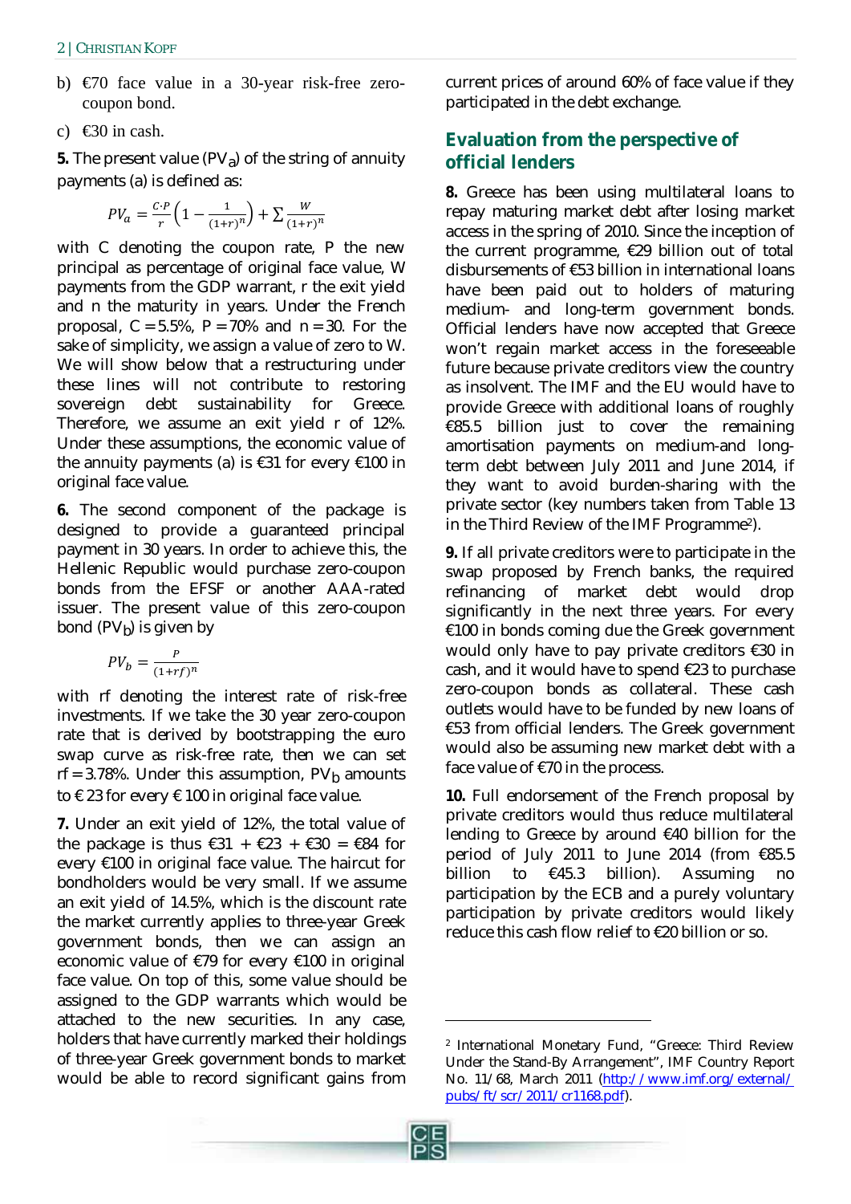b) €70 face value in a 30-year risk-free zero-coupon bond.

c) €30 in cash.

**5.** The present value ($PV_a$) of the string of annuity payments (a) is defined as:

$$PV_a = \frac{C \cdot P}{r}\left(1 - \frac{1}{(1+r)^n}\right) + \sum \frac{W}{(1+r)^n}$$

with C denoting the coupon rate, P the new principal as percentage of original face value, W payments from the GDP warrant, r the exit yield and n the maturity in years. Under the French proposal, C = 5.5%, P = 70% and n = 30. For the sake of simplicity, we assign a value of zero to W. We will show below that a restructuring under these lines will not contribute to restoring sovereign debt sustainability for Greece. Therefore, we assume an exit yield r of 12%. Under these assumptions, the economic value of the annuity payments (a) is €31 for every €100 in original face value.

**6.** The second component of the package is designed to provide a guaranteed principal payment in 30 years. In order to achieve this, the Hellenic Republic would purchase zero-coupon bonds from the EFSF or another AAA-rated issuer. The present value of this zero-coupon bond ($PV_b$) is given by

$$PV_b = \frac{P}{(1+rf)^n}$$

with rf denoting the interest rate of risk-free investments. If we take the 30 year zero-coupon rate that is derived by bootstrapping the euro swap curve as risk-free rate, then we can set rf = 3.78%. Under this assumption, $PV_b$ amounts to € 23 for every € 100 in original face value.

**7.** Under an exit yield of 12%, the total value of the package is thus €31 + €23 + €30 = €84 for every €100 in original face value. The haircut for bondholders would be very small. If we assume an exit yield of 14.5%, which is the discount rate the market currently applies to three-year Greek government bonds, then we can assign an economic value of €79 for every €100 in original face value. On top of this, some value should be assigned to the GDP warrants which would be attached to the new securities. In any case, holders that have currently marked their holdings of three-year Greek government bonds to market would be able to record significant gains from current prices of around 60% of face value if they participated in the debt exchange.

## Evaluation from the perspective of official lenders

**8.** Greece has been using multilateral loans to repay maturing market debt after losing market access in the spring of 2010. Since the inception of the current programme, €29 billion out of total disbursements of €53 billion in international loans have been paid out to holders of maturing medium- and long-term government bonds. Official lenders have now accepted that Greece won't regain market access in the foreseeable future because private creditors view the country as insolvent. The IMF and the EU would have to provide Greece with additional loans of roughly €85.5 billion just to cover the remaining amortisation payments on medium-and long-term debt between July 2011 and June 2014, if they want to avoid burden-sharing with the private sector (key numbers taken from Table 13 in the Third Review of the IMF Programme[2]).

**9.** If all private creditors were to participate in the swap proposed by French banks, the required refinancing of market debt would drop significantly in the next three years. For every €100 in bonds coming due the Greek government would only have to pay private creditors €30 in cash, and it would have to spend €23 to purchase zero-coupon bonds as collateral. These cash outlets would have to be funded by new loans of €53 from official lenders. The Greek government would also be assuming new market debt with a face value of €70 in the process.

**10.** Full endorsement of the French proposal by private creditors would thus reduce multilateral lending to Greece by around €40 billion for the period of July 2011 to June 2014 (from €85.5 billion to €45.3 billion). Assuming no participation by the ECB and a purely voluntary participation by private creditors would likely reduce this cash flow relief to €20 billion or so.

[2] International Monetary Fund, "Greece: Third Review Under the Stand-By Arrangement", IMF Country Report No. 11/68, March 2011 (http://www.imf.org/external/pubs/ft/scr/2011/cr1168.pdf).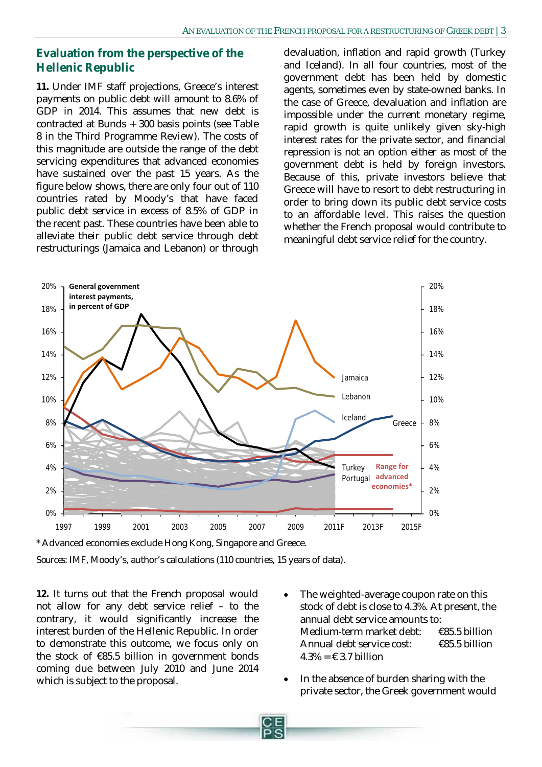## Evaluation from the perspective of the Hellenic Republic

**11.** Under IMF staff projections, Greece's interest payments on public debt will amount to 8.6% of GDP in 2014. This assumes that new debt is contracted at Bunds + 300 basis points (see Table 8 in the Third Programme Review). The costs of this magnitude are outside the range of the debt servicing expenditures that advanced economies have sustained over the past 15 years. As the figure below shows, there are only four out of 110 countries rated by Moody's that have faced public debt service in excess of 8.5% of GDP in the recent past. These countries have been able to alleviate their public debt service through debt restructurings (Jamaica and Lebanon) or through devaluation, inflation and rapid growth (Turkey and Iceland). In all four countries, most of the government debt has been held by domestic agents, sometimes even by state-owned banks. In the case of Greece, devaluation and inflation are impossible under the current monetary regime, rapid growth is quite unlikely given sky-high interest rates for the private sector, and financial repression is not an option either as most of the government debt is held by foreign investors. Because of this, private investors believe that Greece will have to resort to debt restructuring in order to bring down its public debt service costs to an affordable level. This raises the question whether the French proposal would contribute to meaningful debt service relief for the country.

\* Advanced economies exclude Hong Kong, Singapore and Greece.

*Sources:* IMF, Moody's, author's calculations (110 countries, 15 years of data).

**12.** It turns out that the French proposal would not allow for any debt service relief – to the contrary, it would significantly increase the interest burden of the Hellenic Republic. In order to demonstrate this outcome, we focus only on the stock of €85.5 billion in government bonds coming due between July 2010 and June 2014 which is subject to the proposal.

- The weighted-average coupon rate on this stock of debt is close to 4.3%. At present, the annual debt service amounts to:
  Medium-term market debt: €85.5 billion
  Annual debt service cost: €85.5 billion
  4.3% = € 3.7 billion
- In the absence of burden sharing with the private sector, the Greek government would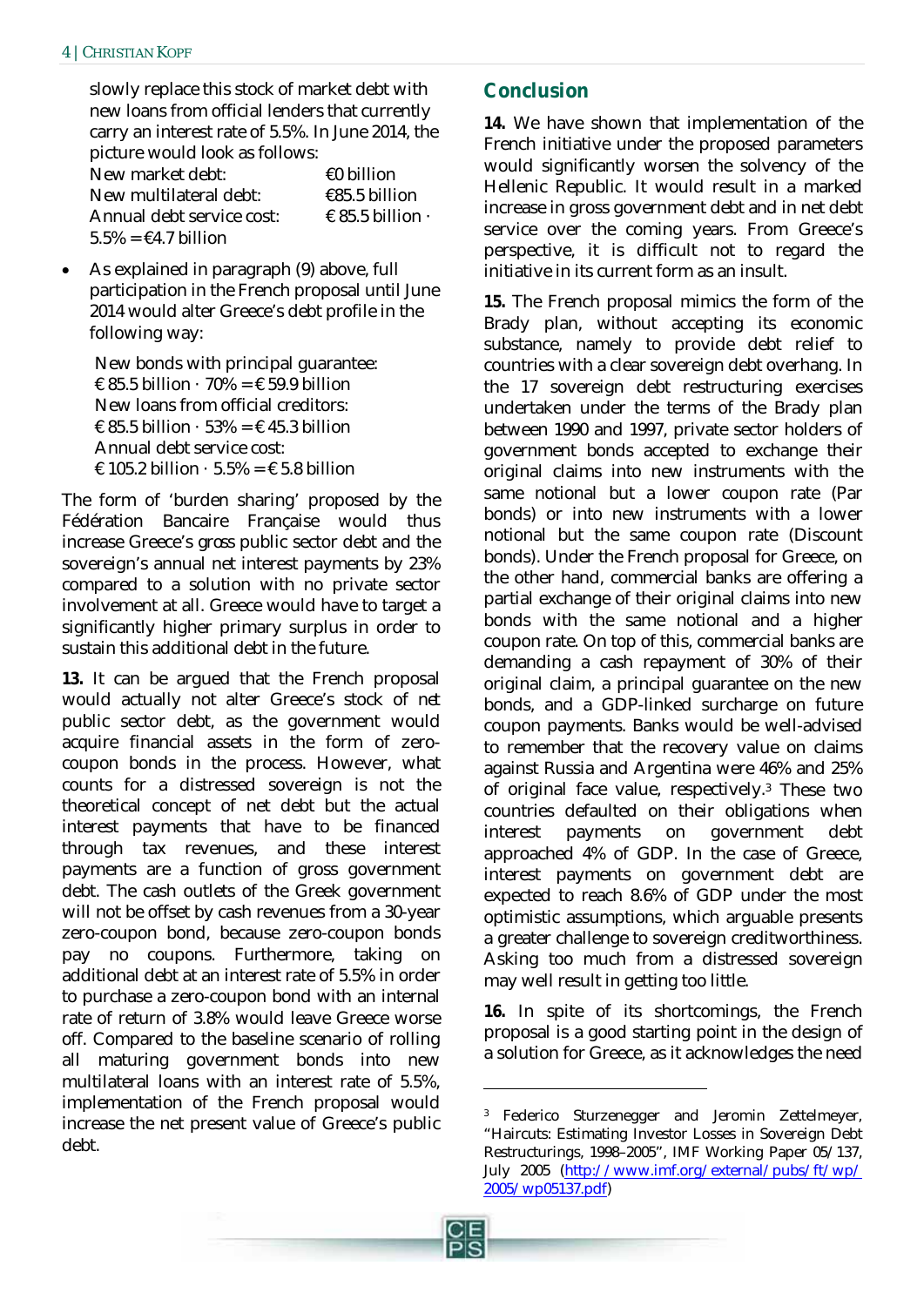slowly replace this stock of market debt with new loans from official lenders that currently carry an interest rate of 5.5%. In June 2014, the picture would look as follows:

New market debt: €0 billion
New multilateral debt: €85.5 billion
Annual debt service cost: € 85.5 billion · 5.5% = €4.7 billion

- As explained in paragraph (9) above, full participation in the French proposal until June 2014 would alter Greece's debt profile in the following way:

  New bonds with principal guarantee:
  € 85.5 billion · 70% = € 59.9 billion
  New loans from official creditors:
  € 85.5 billion · 53% = € 45.3 billion
  Annual debt service cost:
  € 105.2 billion · 5.5% = € 5.8 billion

The form of 'burden sharing' proposed by the Fédération Bancaire Française would thus increase Greece's *gross* public sector debt and the sovereign's annual net interest payments by 23% compared to a solution with no private sector involvement at all. Greece would have to target a significantly higher primary surplus in order to sustain this additional debt in the future.

**13.** It can be argued that the French proposal would actually not alter Greece's stock of *net* public sector debt, as the government would acquire financial assets in the form of zero-coupon bonds in the process. However, what counts for a distressed sovereign is not the theoretical concept of net debt but the actual interest payments that have to be financed through tax revenues, and these interest payments are a function of gross government debt. The cash outlets of the Greek government will not be offset by cash revenues from a 30-year zero-coupon bond, because zero-coupon bonds pay no coupons. Furthermore, taking on additional debt at an interest rate of 5.5% in order to purchase a zero-coupon bond with an internal rate of return of 3.8% would leave Greece worse off. Compared to the baseline scenario of rolling all maturing government bonds into new multilateral loans with an interest rate of 5.5%, implementation of the French proposal would increase the net present value of Greece's public debt.

## Conclusion

**14.** We have shown that implementation of the French initiative under the proposed parameters would significantly worsen the solvency of the Hellenic Republic. It would result in a marked increase in gross government debt and in net debt service over the coming years. From Greece's perspective, it is difficult not to regard the initiative in its current form as an insult.

**15.** The French proposal mimics the form of the Brady plan, without accepting its economic substance, namely to provide debt relief to countries with a clear sovereign debt overhang. In the 17 sovereign debt restructuring exercises undertaken under the terms of the Brady plan between 1990 and 1997, private sector holders of government bonds accepted to exchange their original claims into new instruments with the same notional but a lower coupon rate (Par bonds) or into new instruments with a lower notional but the same coupon rate (Discount bonds). Under the French proposal for Greece, on the other hand, commercial banks are offering a partial exchange of their original claims into new bonds with the same notional and a higher coupon rate. On top of this, commercial banks are demanding a cash repayment of 30% of their original claim, a principal guarantee on the new bonds, and a GDP-linked surcharge on future coupon payments. Banks would be well-advised to remember that the recovery value on claims against Russia and Argentina were 46% and 25% of original face value, respectively.[3] These two countries defaulted on their obligations when interest payments on government debt approached 4% of GDP. In the case of Greece, interest payments on government debt are expected to reach 8.6% of GDP under the most optimistic assumptions, which arguable presents a greater challenge to sovereign creditworthiness. Asking too much from a distressed sovereign may well result in getting too little.

**16.** In spite of its shortcomings, the French proposal is a good starting point in the design of a solution for Greece, as it acknowledges the need

---

[3] Federico Sturzenegger and Jeromin Zettelmeyer, "Haircuts: Estimating Investor Losses in Sovereign Debt Restructurings, 1998–2005", IMF Working Paper 05/137, July 2005 (http://www.imf.org/external/pubs/ft/wp/2005/wp05137.pdf)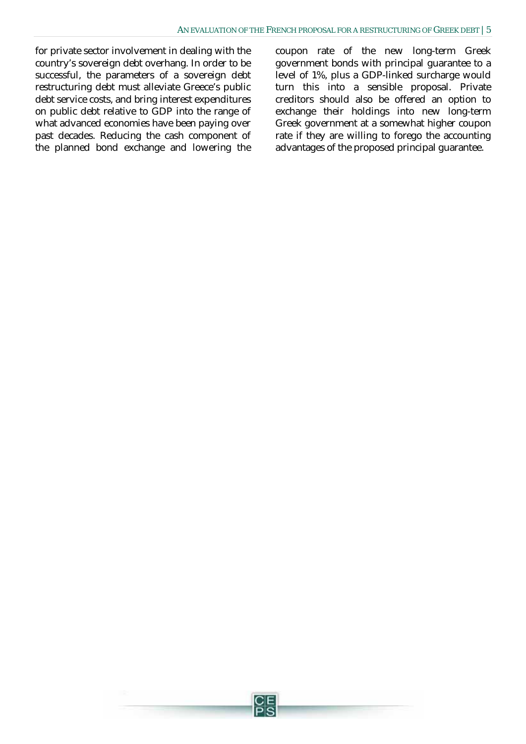for private sector involvement in dealing with the country's sovereign debt overhang. In order to be successful, the parameters of a sovereign debt restructuring debt must alleviate Greece's public debt service costs, and bring interest expenditures on public debt relative to GDP into the range of what advanced economies have been paying over past decades. Reducing the cash component of the planned bond exchange and lowering the coupon rate of the new long-term Greek government bonds with principal guarantee to a level of 1%, plus a GDP-linked surcharge would turn this into a sensible proposal. Private creditors should also be offered an option to exchange their holdings into new long-term Greek government at a somewhat higher coupon rate if they are willing to forego the accounting advantages of the proposed principal guarantee.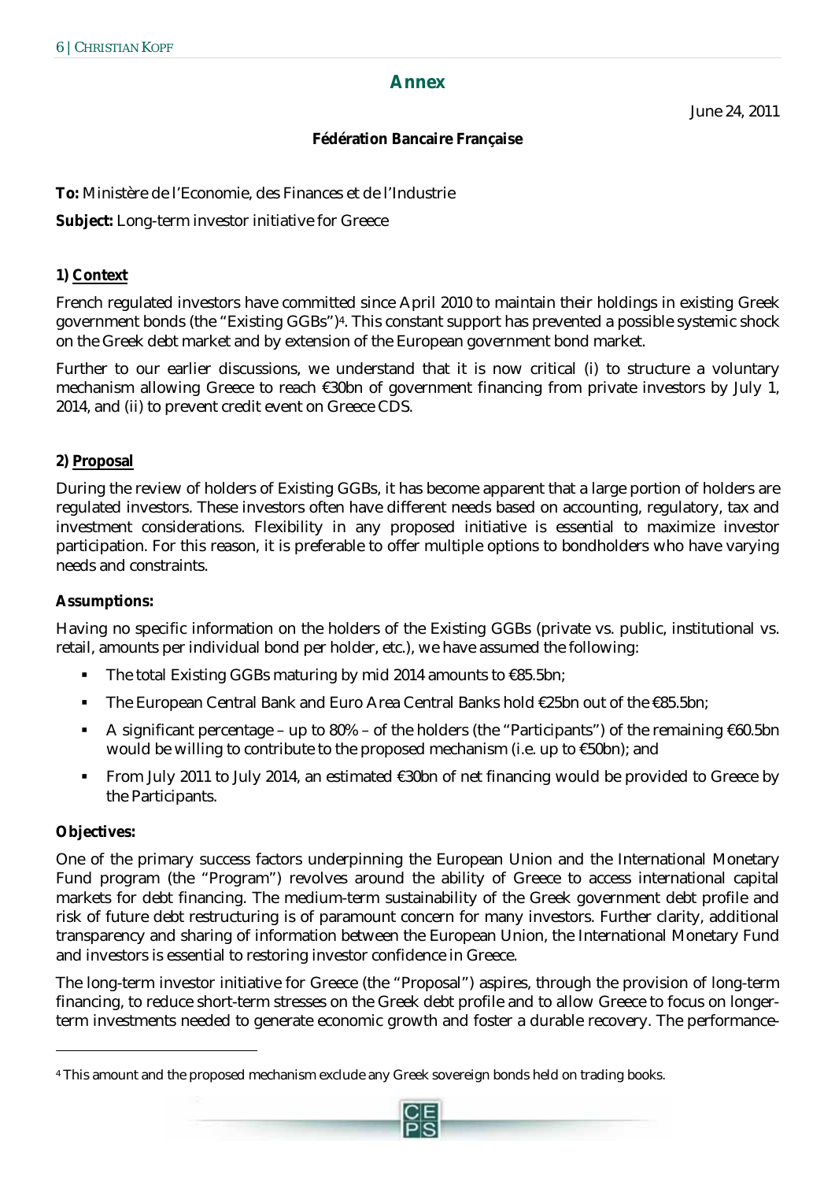## Annex

June 24, 2011

**Fédération Bancaire Française**

**To:** Ministère de l'Economie, des Finances et de l'Industrie

**Subject:** Long-term investor initiative for Greece

**1) Context**

French regulated investors have committed since April 2010 to maintain their holdings in existing Greek government bonds (the "Existing GGBs")[4]. This constant support has prevented a possible systemic shock on the Greek debt market and by extension of the European government bond market.

Further to our earlier discussions, we understand that it is now critical (i) to structure a voluntary mechanism allowing Greece to reach €30bn of government financing from private investors by July 1, 2014, and (ii) to prevent credit event on Greece CDS.

**2) Proposal**

During the review of holders of Existing GGBs, it has become apparent that a large portion of holders are regulated investors. These investors often have different needs based on accounting, regulatory, tax and investment considerations. Flexibility in any proposed initiative is essential to maximize investor participation. For this reason, it is preferable to offer multiple options to bondholders who have varying needs and constraints.

**Assumptions:**

Having no specific information on the holders of the Existing GGBs (private vs. public, institutional vs. retail, amounts per individual bond per holder, etc.), we have assumed the following:

- The total Existing GGBs maturing by mid 2014 amounts to €85.5bn;
- The European Central Bank and Euro Area Central Banks hold €25bn out of the €85.5bn;
- A significant percentage – up to 80% – of the holders (the "Participants") of the remaining €60.5bn would be willing to contribute to the proposed mechanism (i.e. up to €50bn); and
- From July 2011 to July 2014, an estimated €30bn of net financing would be provided to Greece by the Participants.

**Objectives:**

One of the primary success factors underpinning the European Union and the International Monetary Fund program (the "Program") revolves around the ability of Greece to access international capital markets for debt financing. The medium-term sustainability of the Greek government debt profile and risk of future debt restructuring is of paramount concern for many investors. Further clarity, additional transparency and sharing of information between the European Union, the International Monetary Fund and investors is essential to restoring investor confidence in Greece.

The long-term investor initiative for Greece (the "Proposal") aspires, through the provision of long-term financing, to reduce short-term stresses on the Greek debt profile and to allow Greece to focus on longer-term investments needed to generate economic growth and foster a durable recovery. The performance-

---

[4] This amount and the proposed mechanism exclude any Greek sovereign bonds held on trading books.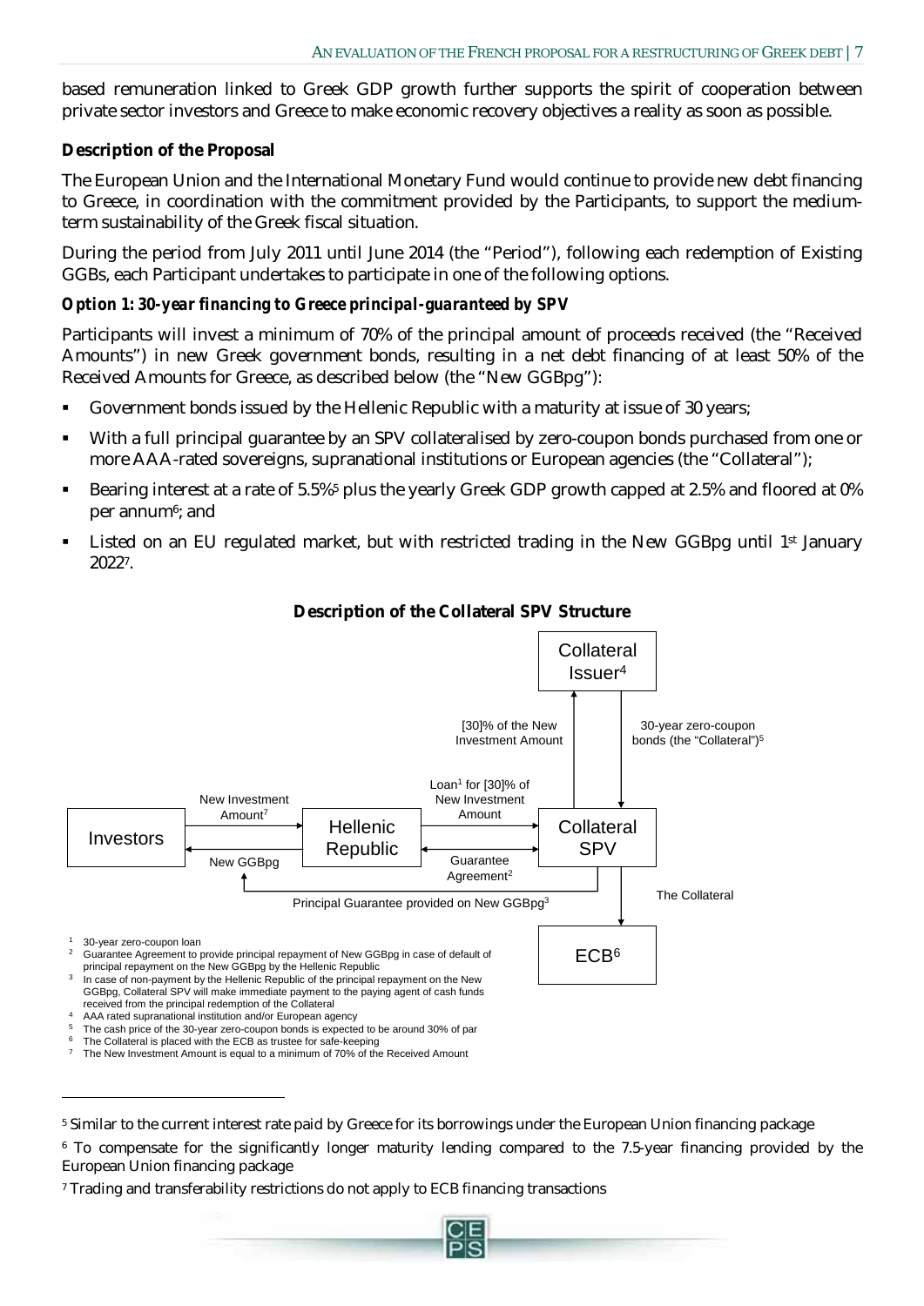based remuneration linked to Greek GDP growth further supports the spirit of cooperation between private sector investors and Greece to make economic recovery objectives a reality as soon as possible.

**Description of the Proposal**

The European Union and the International Monetary Fund would continue to provide new debt financing to Greece, in coordination with the commitment provided by the Participants, to support the medium-term sustainability of the Greek fiscal situation.

During the period from July 2011 until June 2014 (the "Period"), following each redemption of Existing GGBs, each Participant undertakes to participate in one of the following options.

***Option 1: 30-year financing to Greece principal-guaranteed by SPV***

Participants will invest a minimum of 70% of the principal amount of proceeds received (the "Received Amounts") in new Greek government bonds, resulting in a net debt financing of at least 50% of the Received Amounts for Greece, as described below (the "New GGBpg"):

- Government bonds issued by the Hellenic Republic with a maturity at issue of 30 years;
- With a full principal guarantee by an SPV collateralised by zero-coupon bonds purchased from one or more AAA-rated sovereigns, supranational institutions or European agencies (the "Collateral");
- Bearing interest at a rate of 5.5%[5] plus the yearly Greek GDP growth capped at 2.5% and floored at 0% per annum[6]; and
- Listed on an EU regulated market, but with restricted trading in the New GGBpg until 1st January 2022[7].

**Description of the Collateral SPV Structure**

Investors → Hellenic Republic: New Investment Amount[7]
Hellenic Republic → Investors: New GGBpg
Hellenic Republic → Collateral SPV: Loan[1] for [30]% of New Investment Amount
Hellenic Republic ↔ Collateral SPV: Guarantee Agreement[2]
Collateral SPV → Investors: Principal Guarantee provided on New GGBpg[3]
Collateral SPV → Collateral Issuer[4]: [30]% of the New Investment Amount
Collateral Issuer[4] → Collateral SPV: 30-year zero-coupon bonds (the "Collateral")[5]
Collateral SPV → ECB[6]: The Collateral

1 30-year zero-coupon loan
2 Guarantee Agreement to provide principal repayment of New GGBpg in case of default of principal repayment on the New GGBpg by the Hellenic Republic
3 In case of non-payment by the Hellenic Republic of the principal repayment on the New GGBpg, Collateral SPV will make immediate payment to the paying agent of cash funds received from the principal redemption of the Collateral
4 AAA rated supranational institution and/or European agency
5 The cash price of the 30-year zero-coupon bonds is expected to be around 30% of par
6 The Collateral is placed with the ECB as trustee for safe-keeping
7 The New Investment Amount is equal to a minimum of 70% of the Received Amount

---

[5] Similar to the current interest rate paid by Greece for its borrowings under the European Union financing package

[6] To compensate for the significantly longer maturity lending compared to the 7.5-year financing provided by the European Union financing package

[7] Trading and transferability restrictions do not apply to ECB financing transactions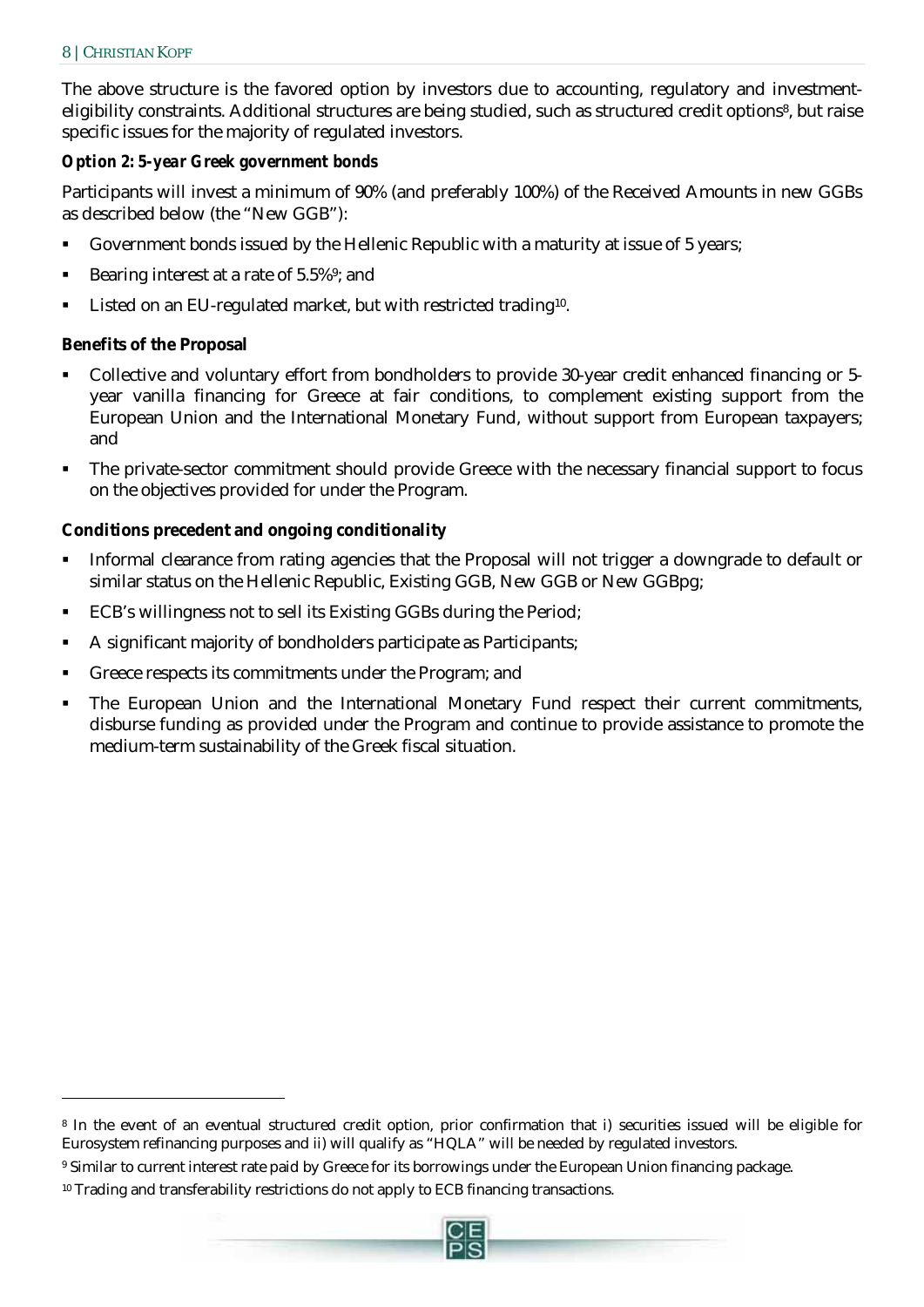The above structure is the favored option by investors due to accounting, regulatory and investment-eligibility constraints. Additional structures are being studied, such as structured credit options[8], but raise specific issues for the majority of regulated investors.

***Option 2: 5-year Greek government bonds***

Participants will invest a minimum of 90% (and preferably 100%) of the Received Amounts in new GGBs as described below (the "New GGB"):

- Government bonds issued by the Hellenic Republic with a maturity at issue of 5 years;
- Bearing interest at a rate of 5.5%[9]; and
- Listed on an EU-regulated market, but with restricted trading[10].

**Benefits of the Proposal**

- Collective and voluntary effort from bondholders to provide 30-year credit enhanced financing or 5-year vanilla financing for Greece at fair conditions, to complement existing support from the European Union and the International Monetary Fund, without support from European taxpayers; and
- The private-sector commitment should provide Greece with the necessary financial support to focus on the objectives provided for under the Program.

**Conditions precedent and ongoing conditionality**

- Informal clearance from rating agencies that the Proposal will not trigger a downgrade to default or similar status on the Hellenic Republic, Existing GGB, New GGB or New GGBpg;
- ECB's willingness not to sell its Existing GGBs during the Period;
- A significant majority of bondholders participate as Participants;
- Greece respects its commitments under the Program; and
- The European Union and the International Monetary Fund respect their current commitments, disburse funding as provided under the Program and continue to provide assistance to promote the medium-term sustainability of the Greek fiscal situation.

---

[8] In the event of an eventual structured credit option, prior confirmation that i) securities issued will be eligible for Eurosystem refinancing purposes and ii) will qualify as "HQLA" will be needed by regulated investors.

[9] Similar to current interest rate paid by Greece for its borrowings under the European Union financing package.

[10] Trading and transferability restrictions do not apply to ECB financing transactions.